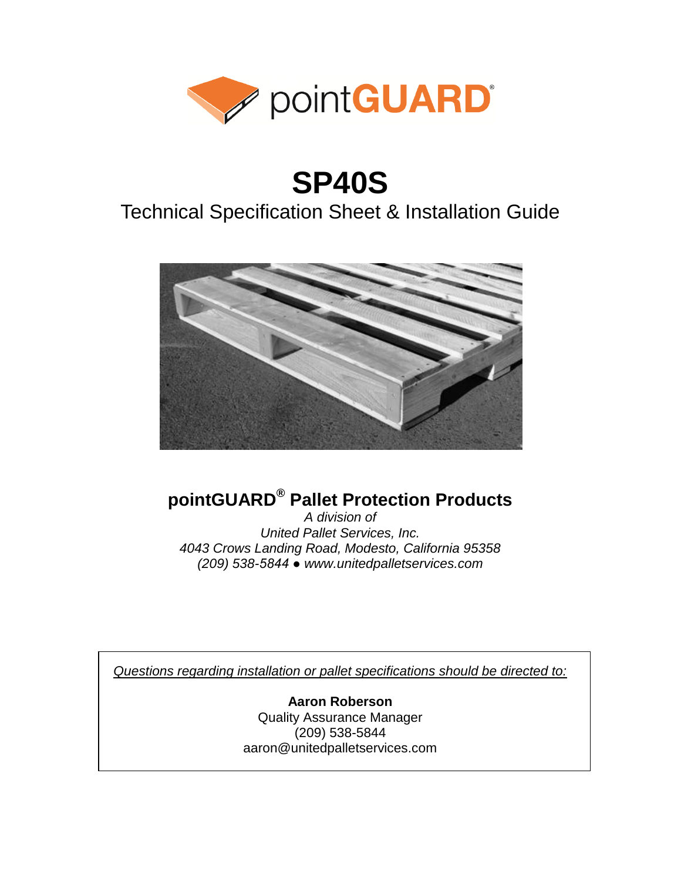pointGUARD®

# SP40S

## Technical Specification Sheet & Installation Guide

**pointGUARD® Pallet Protection Products**

*A division of*
*United Pallet Services, Inc.*
*4043 Crows Landing Road, Modesto, California 95358*
*(209) 538-5844 ● www.unitedpalletservices.com*

*Questions regarding installation or pallet specifications should be directed to:*

**Aaron Roberson**
Quality Assurance Manager
(209) 538-5844
aaron@unitedpalletservices.com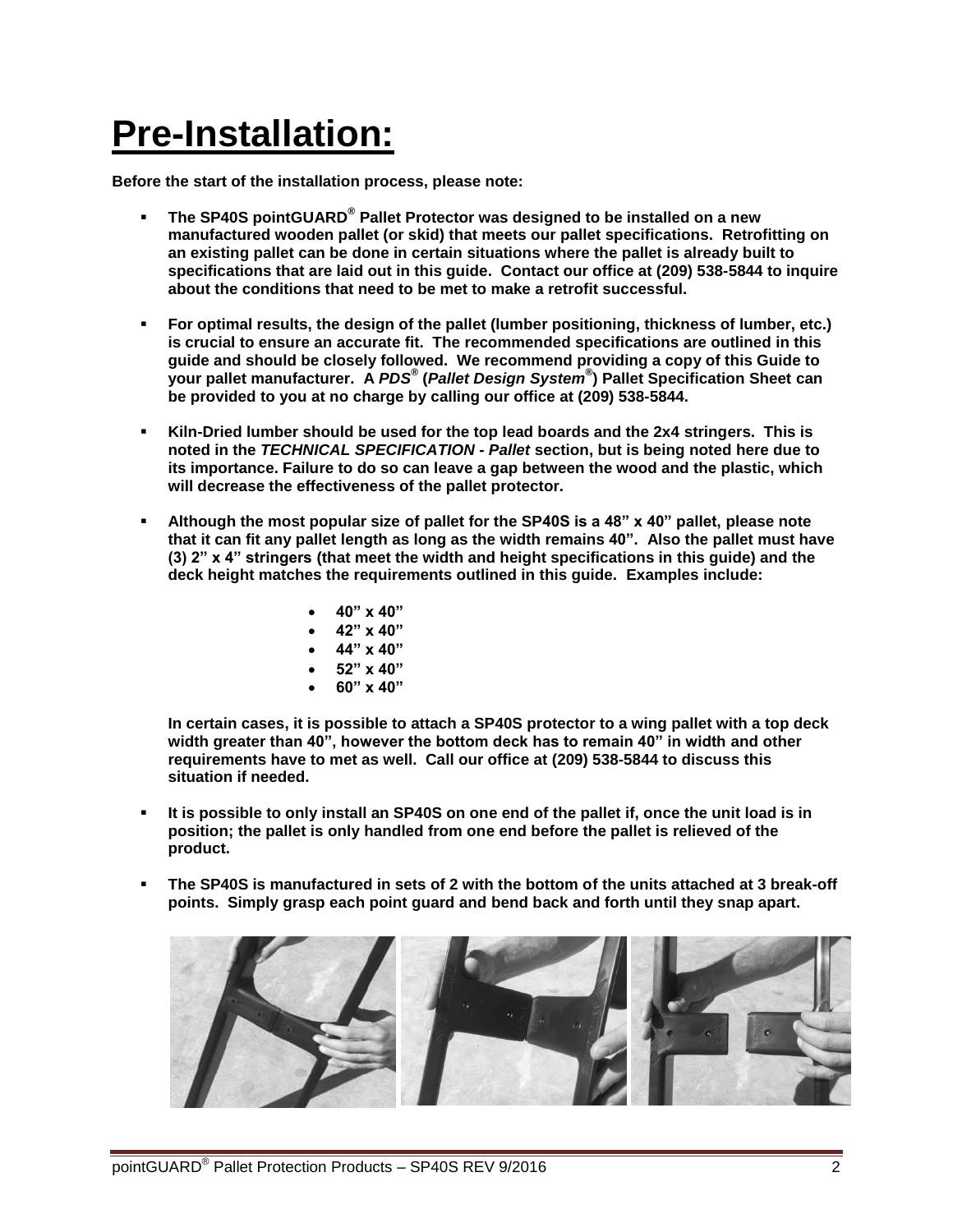# Pre-Installation:

**Before the start of the installation process, please note:**

- **The SP40S pointGUARD® Pallet Protector was designed to be installed on a new manufactured wooden pallet (or skid) that meets our pallet specifications. Retrofitting on an existing pallet can be done in certain situations where the pallet is already built to specifications that are laid out in this guide. Contact our office at (209) 538-5844 to inquire about the conditions that need to be met to make a retrofit successful.**

- **For optimal results, the design of the pallet (lumber positioning, thickness of lumber, etc.) is crucial to ensure an accurate fit. The recommended specifications are outlined in this guide and should be closely followed. We recommend providing a copy of this Guide to your pallet manufacturer. A *PDS®* (*Pallet Design System®*) Pallet Specification Sheet can be provided to you at no charge by calling our office at (209) 538-5844.**

- **Kiln-Dried lumber should be used for the top lead boards and the 2x4 stringers. This is noted in the *TECHNICAL SPECIFICATION - Pallet* section, but is being noted here due to its importance. Failure to do so can leave a gap between the wood and the plastic, which will decrease the effectiveness of the pallet protector.**

- **Although the most popular size of pallet for the SP40S is a 48" x 40" pallet, please note that it can fit any pallet length as long as the width remains 40". Also the pallet must have (3) 2" x 4" stringers (that meet the width and height specifications in this guide) and the deck height matches the requirements outlined in this guide. Examples include:**

  - **40" x 40"**
  - **42" x 40"**
  - **44" x 40"**
  - **52" x 40"**
  - **60" x 40"**

  **In certain cases, it is possible to attach a SP40S protector to a wing pallet with a top deck width greater than 40", however the bottom deck has to remain 40" in width and other requirements have to met as well. Call our office at (209) 538-5844 to discuss this situation if needed.**

- **It is possible to only install an SP40S on one end of the pallet if, once the unit load is in position; the pallet is only handled from one end before the pallet is relieved of the product.**

- **The SP40S is manufactured in sets of 2 with the bottom of the units attached at 3 break-off points. Simply grasp each point guard and bend back and forth until they snap apart.**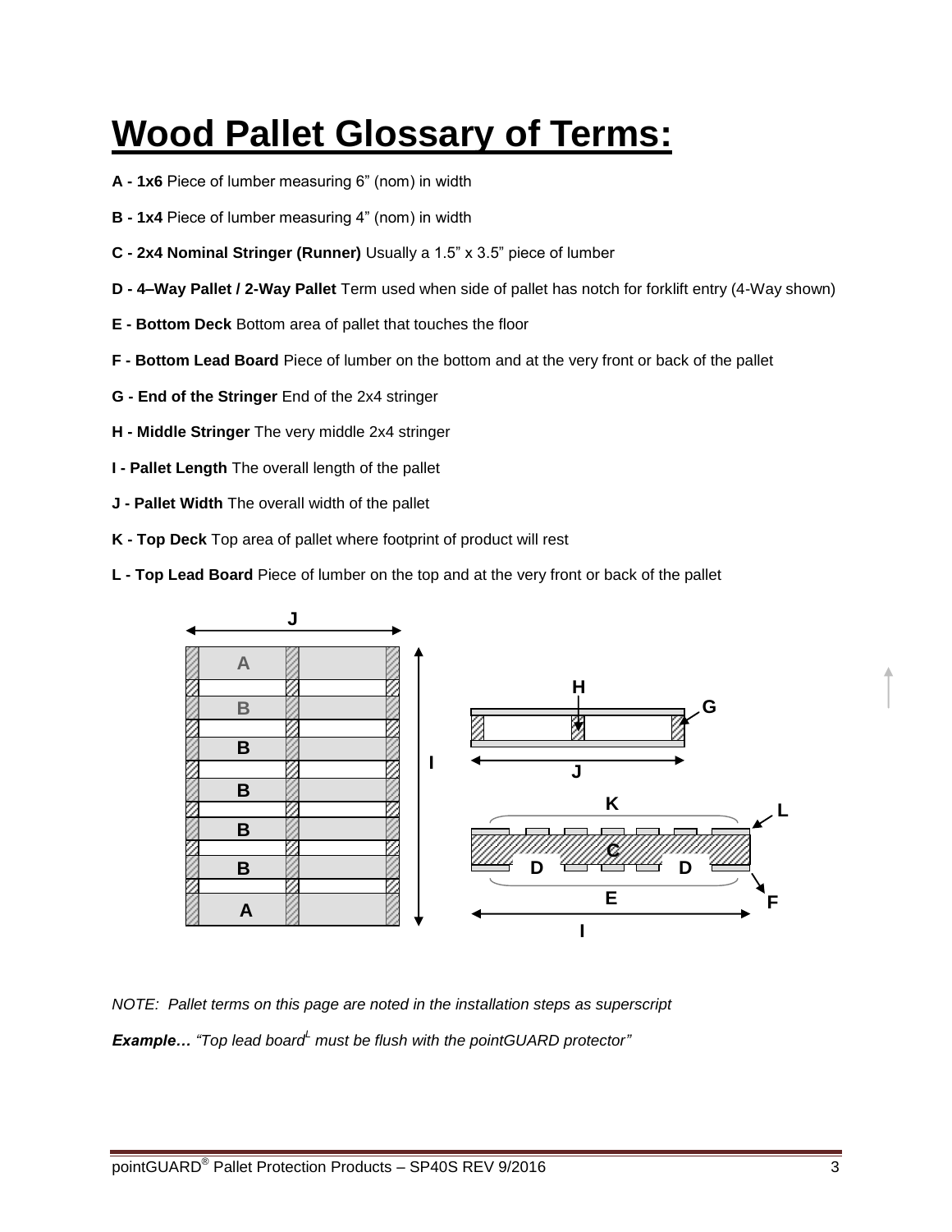# Wood Pallet Glossary of Terms:

**A - 1x6** Piece of lumber measuring 6" (nom) in width

**B - 1x4** Piece of lumber measuring 4" (nom) in width

**C - 2x4 Nominal Stringer (Runner)** Usually a 1.5" x 3.5" piece of lumber

**D - 4–Way Pallet / 2-Way Pallet** Term used when side of pallet has notch for forklift entry (4-Way shown)

**E - Bottom Deck** Bottom area of pallet that touches the floor

**F - Bottom Lead Board** Piece of lumber on the bottom and at the very front or back of the pallet

**G - End of the Stringer** End of the 2x4 stringer

**H - Middle Stringer** The very middle 2x4 stringer

**I - Pallet Length** The overall length of the pallet

**J - Pallet Width** The overall width of the pallet

**K - Top Deck** Top area of pallet where footprint of product will rest

**L - Top Lead Board** Piece of lumber on the top and at the very front or back of the pallet

*NOTE: Pallet terms on this page are noted in the installation steps as superscript*

***Example…*** *"Top lead board[L] must be flush with the pointGUARD protector"*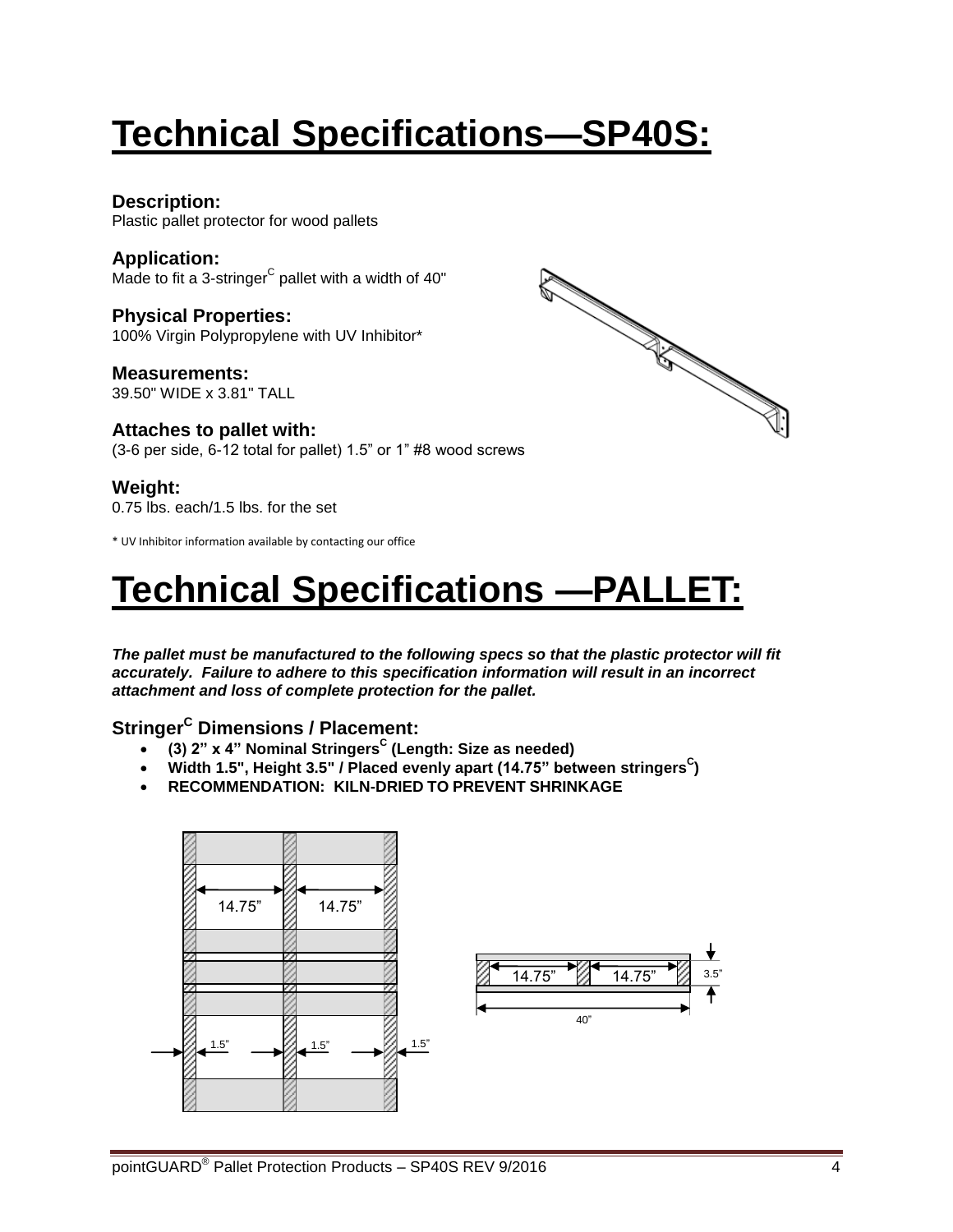# Technical Specifications—SP40S:

**Description:**
Plastic pallet protector for wood pallets

**Application:**
Made to fit a 3-stringer[C] pallet with a width of 40"

**Physical Properties:**
100% Virgin Polypropylene with UV Inhibitor*

**Measurements:**
39.50" WIDE x 3.81" TALL

**Attaches to pallet with:**
(3-6 per side, 6-12 total for pallet) 1.5" or 1" #8 wood screws

**Weight:**
0.75 lbs. each/1.5 lbs. for the set

* UV Inhibitor information available by contacting our office

# Technical Specifications —PALLET:

***The pallet must be manufactured to the following specs so that the plastic protector will fit accurately. Failure to adhere to this specification information will result in an incorrect attachment and loss of complete protection for the pallet.***

**Stringer[C] Dimensions / Placement:**

- **(3) 2" x 4" Nominal Stringers[C] (Length: Size as needed)**
- **Width 1.5", Height 3.5" / Placed evenly apart (14.75" between stringers[C])**
- **RECOMMENDATION: KILN-DRIED TO PREVENT SHRINKAGE**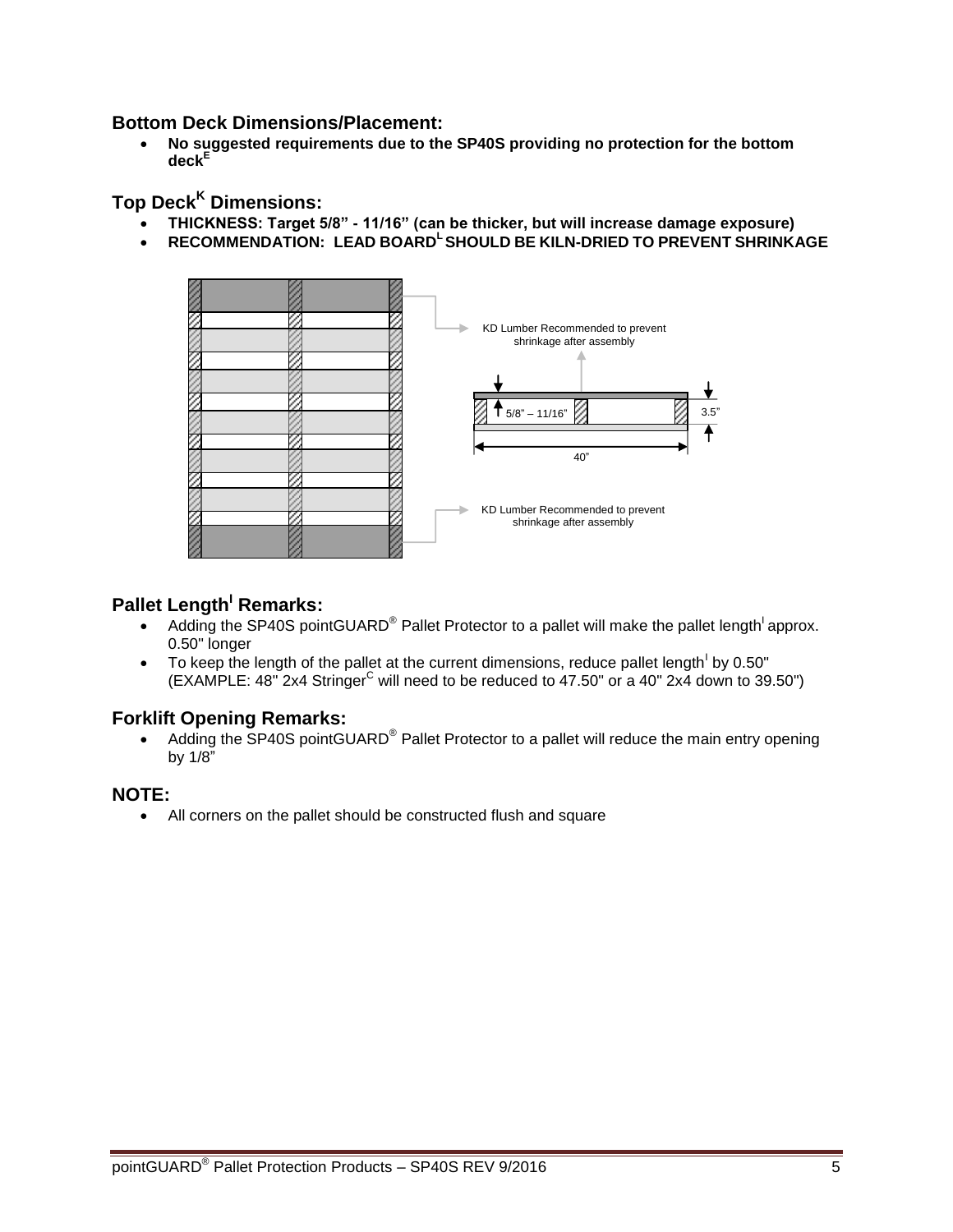## Bottom Deck Dimensions/Placement:

- **No suggested requirements due to the SP40S providing no protection for the bottom deck[E]**

## Top Deck[K] Dimensions:

- **THICKNESS: Target 5/8" - 11/16" (can be thicker, but will increase damage exposure)**
- **RECOMMENDATION: LEAD BOARD[L] SHOULD BE KILN-DRIED TO PREVENT SHRINKAGE**

KD Lumber Recommended to prevent shrinkage after assembly

5/8" – 11/16"

3.5"

40"

KD Lumber Recommended to prevent shrinkage after assembly

## Pallet Length[I] Remarks:

- Adding the SP40S pointGUARD® Pallet Protector to a pallet will make the pallet length[I] approx. 0.50" longer
- To keep the length of the pallet at the current dimensions, reduce pallet length[I] by 0.50" (EXAMPLE: 48" 2x4 Stringer[C] will need to be reduced to 47.50" or a 40" 2x4 down to 39.50")

## Forklift Opening Remarks:

- Adding the SP40S pointGUARD® Pallet Protector to a pallet will reduce the main entry opening by 1/8"

## NOTE:

- All corners on the pallet should be constructed flush and square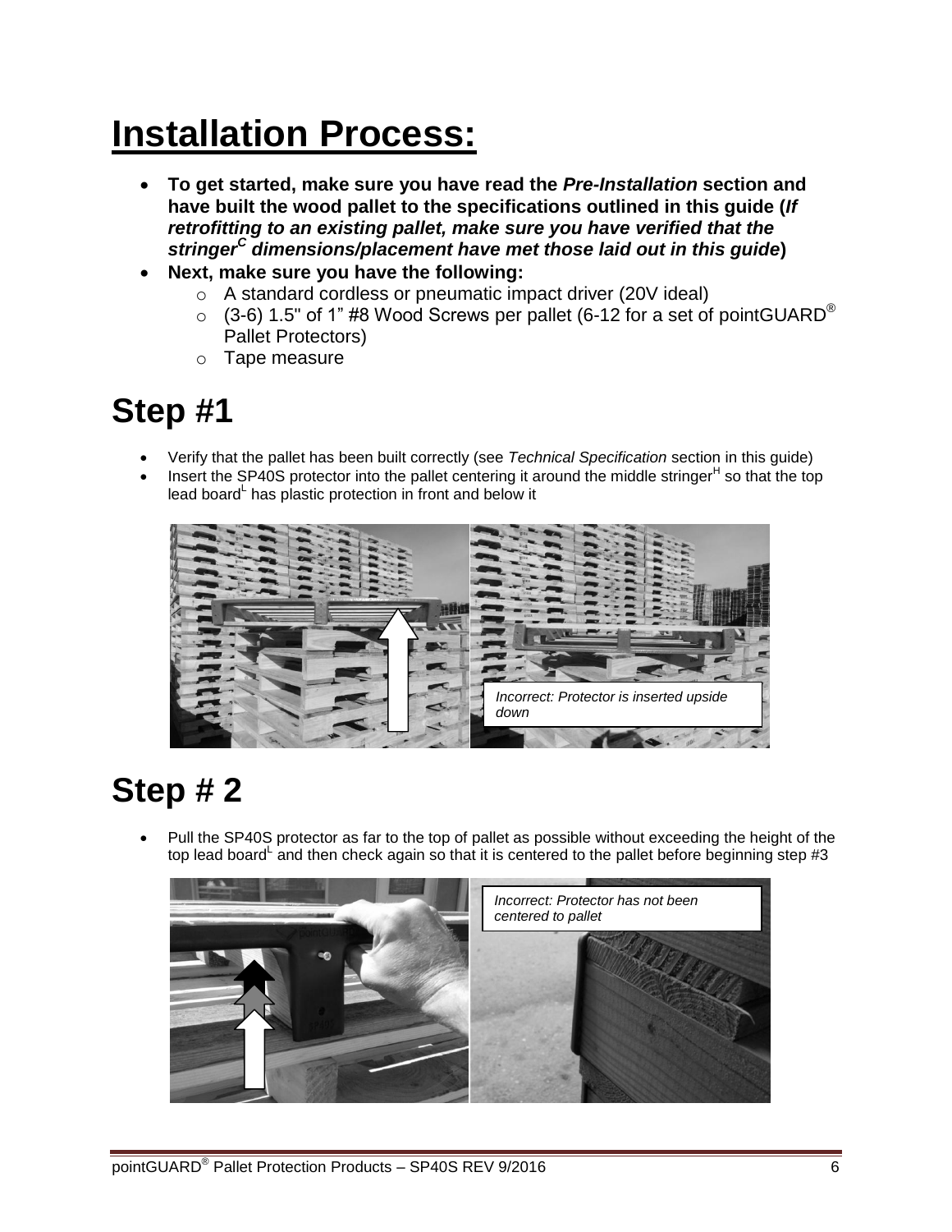# Installation Process:

- **To get started, make sure you have read the *Pre-Installation* section and have built the wood pallet to the specifications outlined in this guide (*If retrofitting to an existing pallet, make sure you have verified that the stringer[C] dimensions/placement have met those laid out in this guide*)**
- **Next, make sure you have the following:**
  - A standard cordless or pneumatic impact driver (20V ideal)
  - (3-6) 1.5" of 1" #8 Wood Screws per pallet (6-12 for a set of pointGUARD® Pallet Protectors)
  - Tape measure

# Step #1

- Verify that the pallet has been built correctly (see *Technical Specification* section in this guide)
- Insert the SP40S protector into the pallet centering it around the middle stringer[H] so that the top lead board[L] has plastic protection in front and below it

*Incorrect: Protector is inserted upside down*

# Step # 2

- Pull the SP40S protector as far to the top of pallet as possible without exceeding the height of the top lead board[L] and then check again so that it is centered to the pallet before beginning step #3

*Incorrect: Protector has not been centered to pallet*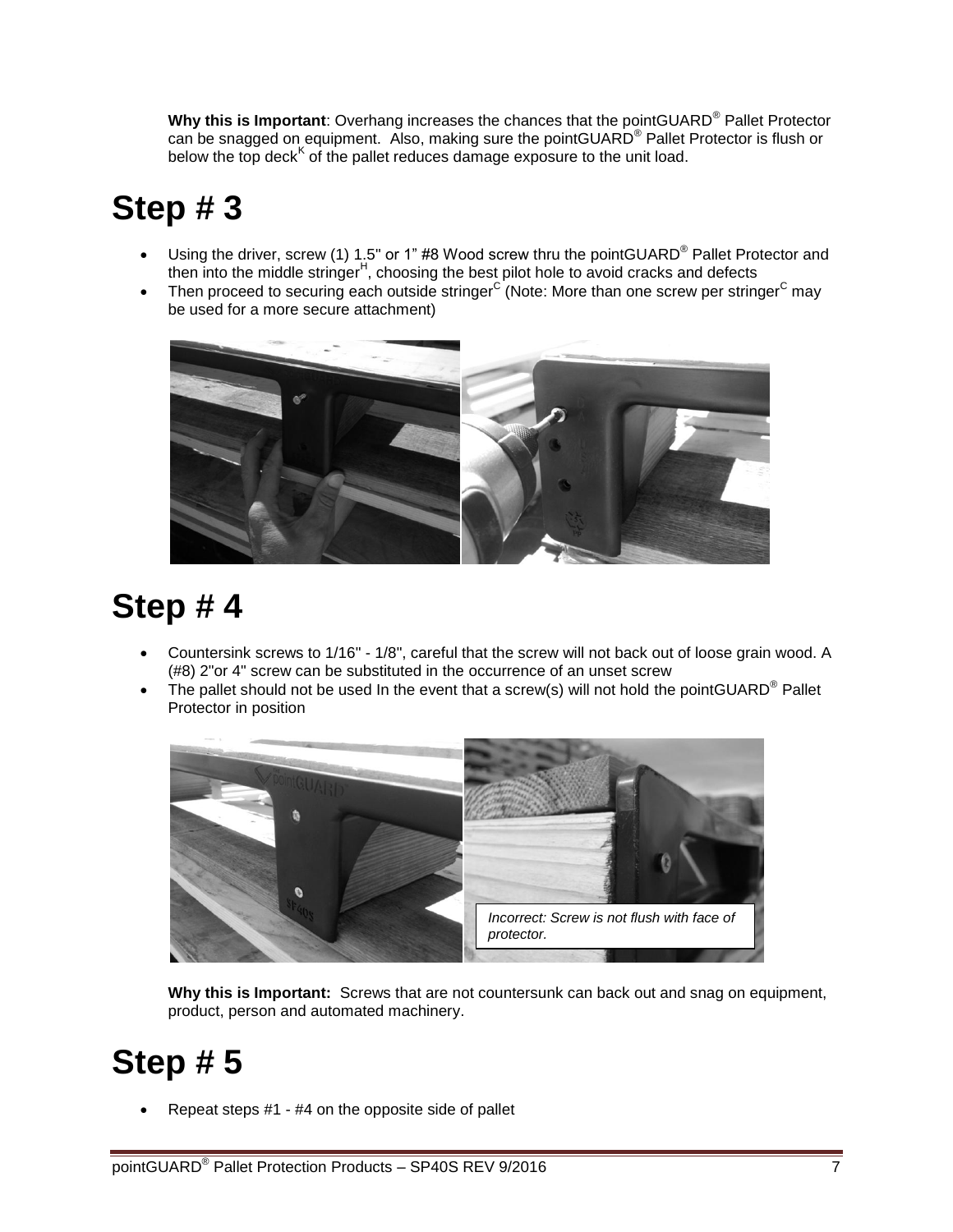**Why this is Important**: Overhang increases the chances that the pointGUARD® Pallet Protector can be snagged on equipment. Also, making sure the pointGUARD® Pallet Protector is flush or below the top deck[K] of the pallet reduces damage exposure to the unit load.

# Step # 3

- Using the driver, screw (1) 1.5" or 1" #8 Wood screw thru the pointGUARD® Pallet Protector and then into the middle stringer[H], choosing the best pilot hole to avoid cracks and defects
- Then proceed to securing each outside stringer[C] (Note: More than one screw per stringer[C] may be used for a more secure attachment)

# Step # 4

- Countersink screws to 1/16" - 1/8", careful that the screw will not back out of loose grain wood. A (#8) 2"or 4" screw can be substituted in the occurrence of an unset screw
- The pallet should not be used In the event that a screw(s) will not hold the pointGUARD® Pallet Protector in position

*Incorrect: Screw is not flush with face of protector.*

**Why this is Important:** Screws that are not countersunk can back out and snag on equipment, product, person and automated machinery.

# Step # 5

- Repeat steps #1 - #4 on the opposite side of pallet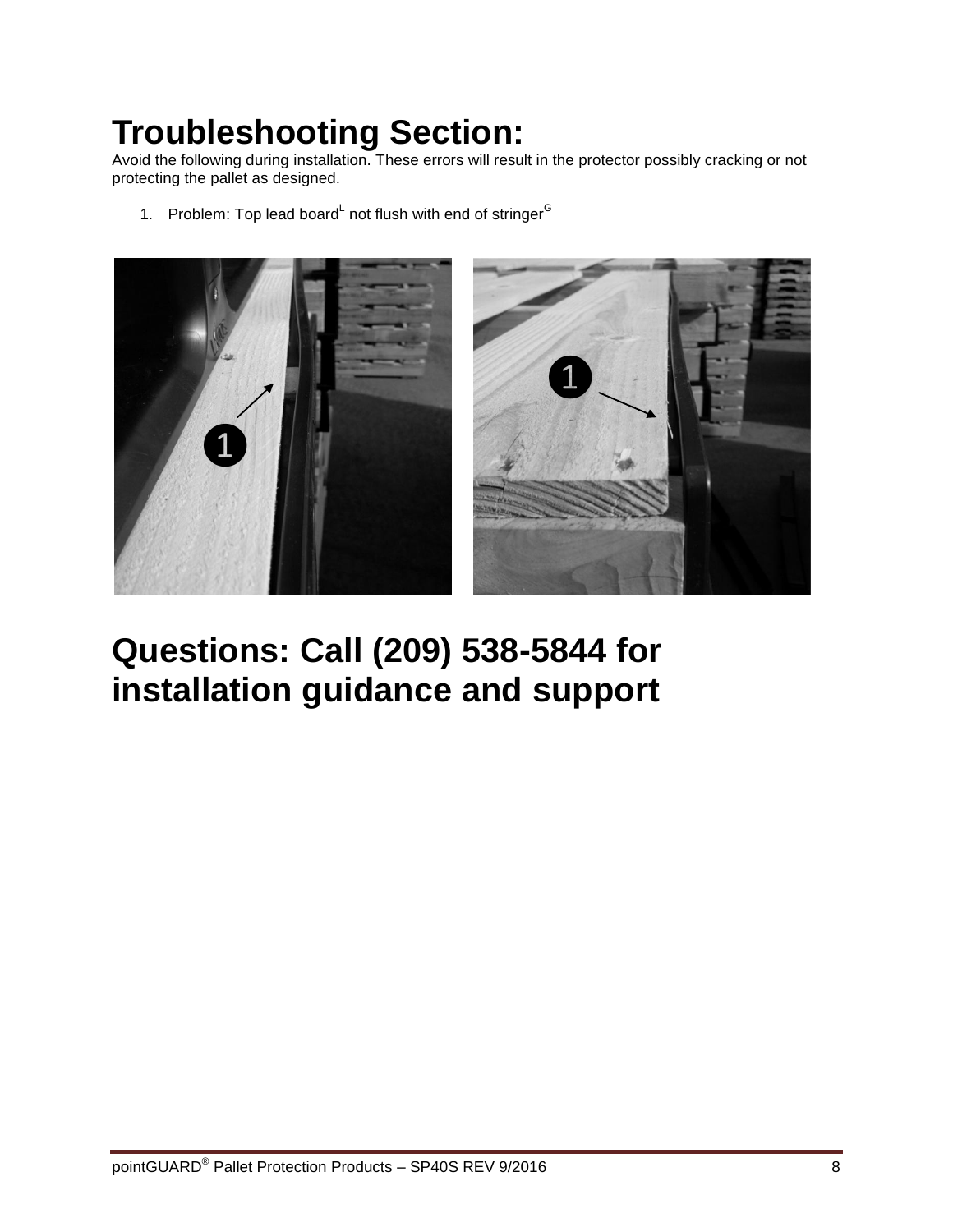# Troubleshooting Section:

Avoid the following during installation. These errors will result in the protector possibly cracking or not protecting the pallet as designed.

1. Problem: Top lead board[L] not flush with end of stringer[G]

# Questions: Call (209) 538-5844 for installation guidance and support